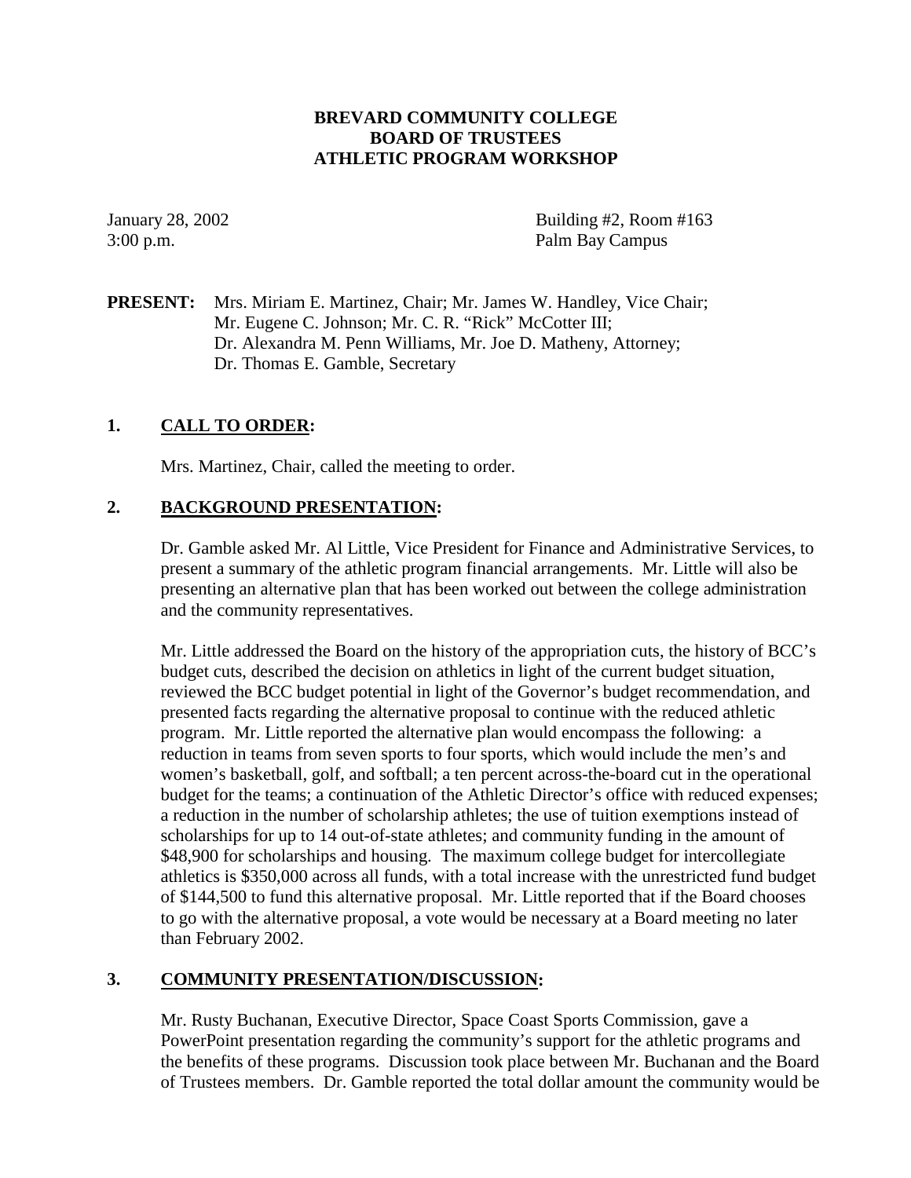**BREVARD COMMUNITY COLLEGE**
**BOARD OF TRUSTEES**
**ATHLETIC PROGRAM WORKSHOP**

January 28, 2002
3:00 p.m.

Building #2, Room #163
Palm Bay Campus

**PRESENT:** Mrs. Miriam E. Martinez, Chair; Mr. James W. Handley, Vice Chair; Mr. Eugene C. Johnson; Mr. C. R. "Rick" McCotter III; Dr. Alexandra M. Penn Williams, Mr. Joe D. Matheny, Attorney; Dr. Thomas E. Gamble, Secretary

## 1. CALL TO ORDER:

Mrs. Martinez, Chair, called the meeting to order.

## 2. BACKGROUND PRESENTATION:

Dr. Gamble asked Mr. Al Little, Vice President for Finance and Administrative Services, to present a summary of the athletic program financial arrangements. Mr. Little will also be presenting an alternative plan that has been worked out between the college administration and the community representatives.

Mr. Little addressed the Board on the history of the appropriation cuts, the history of BCC's budget cuts, described the decision on athletics in light of the current budget situation, reviewed the BCC budget potential in light of the Governor's budget recommendation, and presented facts regarding the alternative proposal to continue with the reduced athletic program. Mr. Little reported the alternative plan would encompass the following: a reduction in teams from seven sports to four sports, which would include the men's and women's basketball, golf, and softball; a ten percent across-the-board cut in the operational budget for the teams; a continuation of the Athletic Director's office with reduced expenses; a reduction in the number of scholarship athletes; the use of tuition exemptions instead of scholarships for up to 14 out-of-state athletes; and community funding in the amount of $48,900 for scholarships and housing. The maximum college budget for intercollegiate athletics is $350,000 across all funds, with a total increase with the unrestricted fund budget of $144,500 to fund this alternative proposal. Mr. Little reported that if the Board chooses to go with the alternative proposal, a vote would be necessary at a Board meeting no later than February 2002.

## 3. COMMUNITY PRESENTATION/DISCUSSION:

Mr. Rusty Buchanan, Executive Director, Space Coast Sports Commission, gave a PowerPoint presentation regarding the community's support for the athletic programs and the benefits of these programs. Discussion took place between Mr. Buchanan and the Board of Trustees members. Dr. Gamble reported the total dollar amount the community would be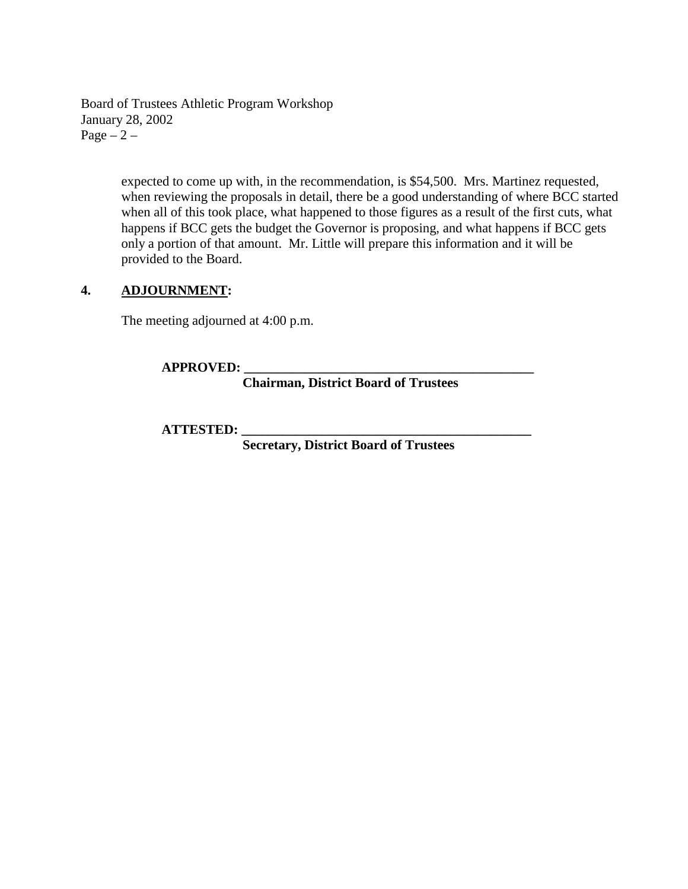expected to come up with, in the recommendation, is $54,500. Mrs. Martinez requested, when reviewing the proposals in detail, there be a good understanding of where BCC started when all of this took place, what happened to those figures as a result of the first cuts, what happens if BCC gets the budget the Governor is proposing, and what happens if BCC gets only a portion of that amount. Mr. Little will prepare this information and it will be provided to the Board.

**4. <u>ADJOURNMENT</u>:**

The meeting adjourned at 4:00 p.m.

**APPROVED: ____________________________________________**
**Chairman, District Board of Trustees**

**ATTESTED: ____________________________________________**
**Secretary, District Board of Trustees**